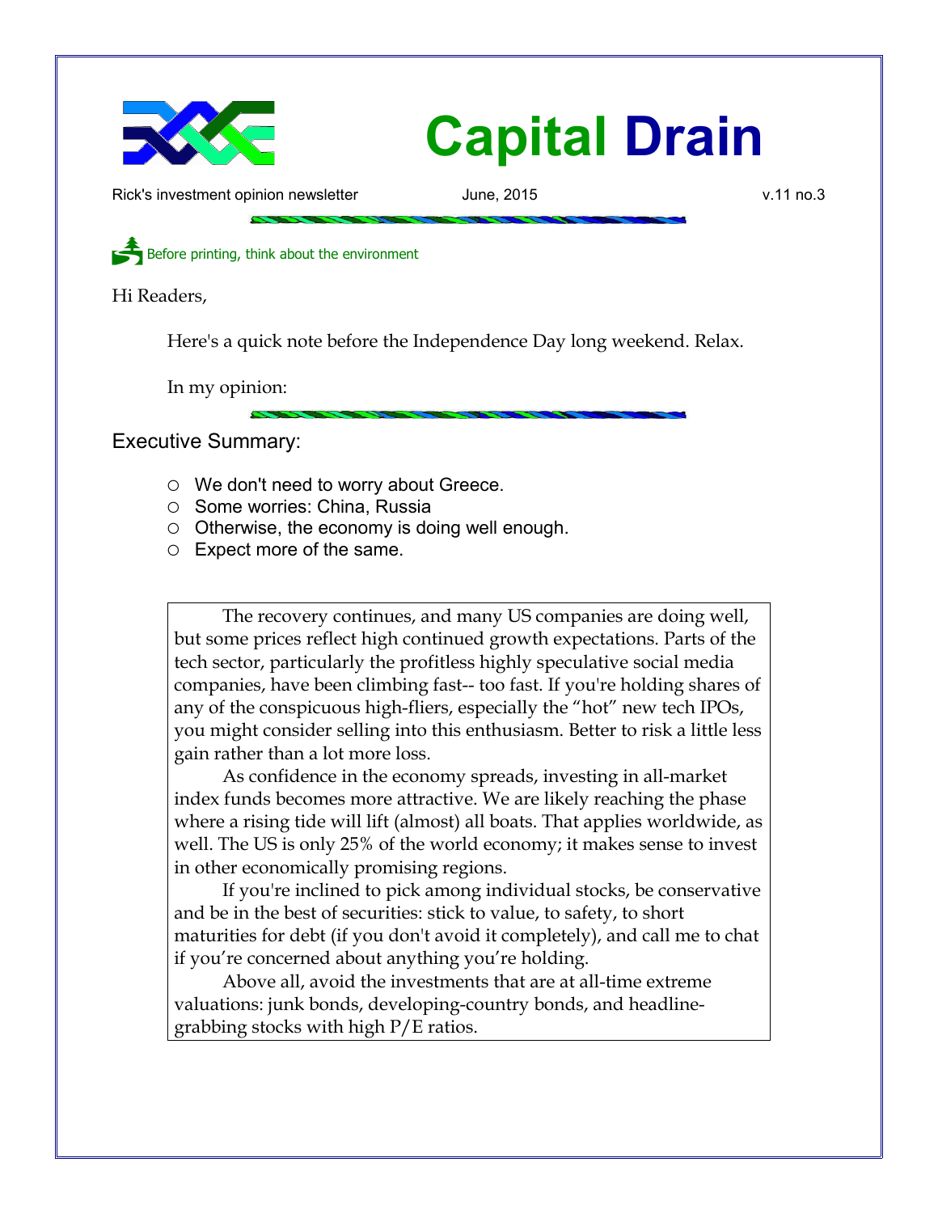# Capital Drain

Rick's investment opinion newsletter — June, 2015 — v.11 no.3

Before printing, think about the environment

Hi Readers,

Here's a quick note before the Independence Day long weekend. Relax.

In my opinion:

## Executive Summary:

- We don't need to worry about Greece.
- Some worries: China, Russia
- Otherwise, the economy is doing well enough.
- Expect more of the same.

The recovery continues, and many US companies are doing well, but some prices reflect high continued growth expectations. Parts of the tech sector, particularly the profitless highly speculative social media companies, have been climbing fast-- too fast. If you're holding shares of any of the conspicuous high-fliers, especially the "hot" new tech IPOs, you might consider selling into this enthusiasm. Better to risk a little less gain rather than a lot more loss.

As confidence in the economy spreads, investing in all-market index funds becomes more attractive. We are likely reaching the phase where a rising tide will lift (almost) all boats. That applies worldwide, as well. The US is only 25% of the world economy; it makes sense to invest in other economically promising regions.

If you're inclined to pick among individual stocks, be conservative and be in the best of securities: stick to value, to safety, to short maturities for debt (if you don't avoid it completely), and call me to chat if you're concerned about anything you're holding.

Above all, avoid the investments that are at all-time extreme valuations: junk bonds, developing-country bonds, and headline-grabbing stocks with high P/E ratios.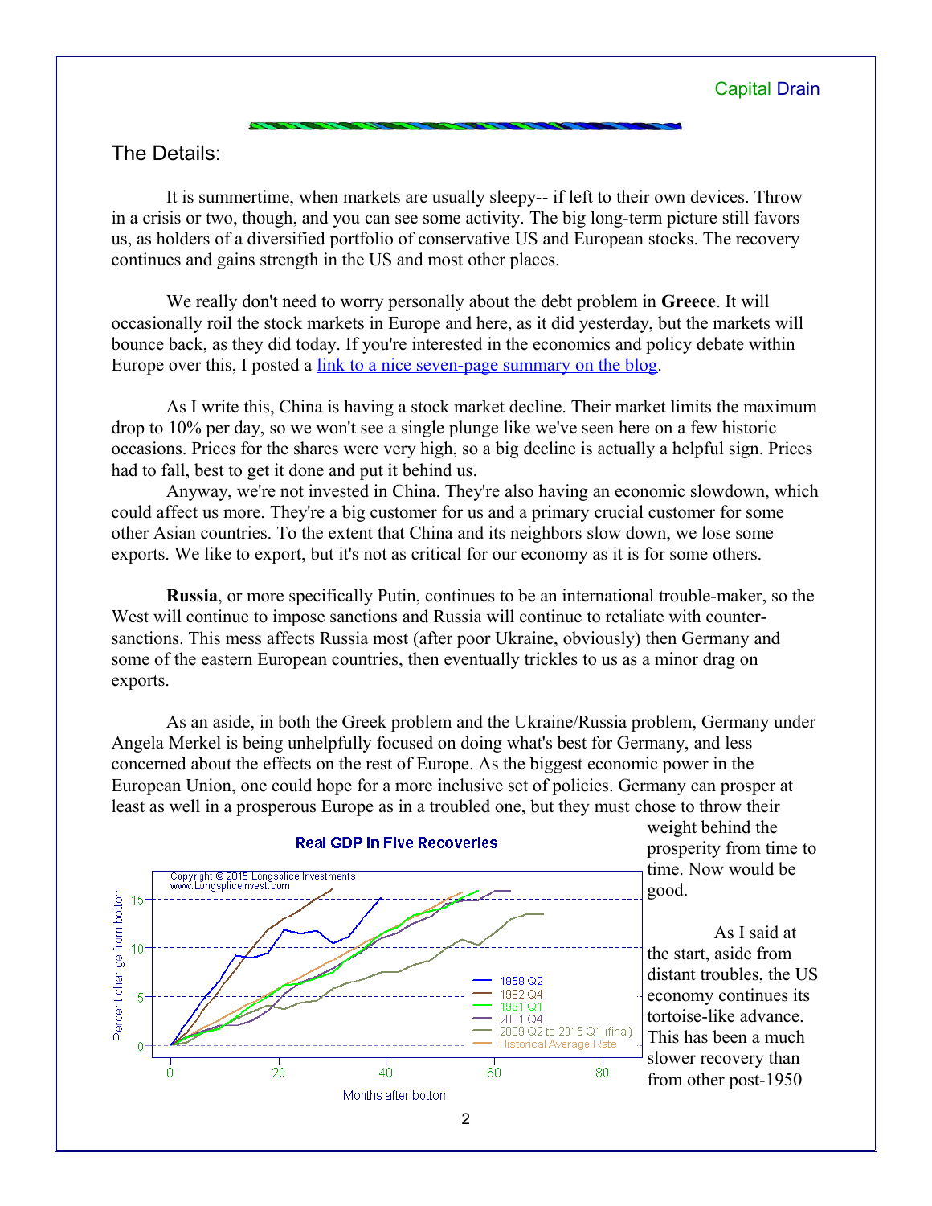## The Details:

It is summertime, when markets are usually sleepy-- if left to their own devices. Throw in a crisis or two, though, and you can see some activity. The big long-term picture still favors us, as holders of a diversified portfolio of conservative US and European stocks. The recovery continues and gains strength in the US and most other places.

We really don't need to worry personally about the debt problem in **Greece**. It will occasionally roil the stock markets in Europe and here, as it did yesterday, but the markets will bounce back, as they did today. If you're interested in the economics and policy debate within Europe over this, I posted a link to a nice seven-page summary on the blog.

As I write this, China is having a stock market decline. Their market limits the maximum drop to 10% per day, so we won't see a single plunge like we've seen here on a few historic occasions. Prices for the shares were very high, so a big decline is actually a helpful sign. Prices had to fall, best to get it done and put it behind us.

Anyway, we're not invested in China. They're also having an economic slowdown, which could affect us more. They're a big customer for us and a primary crucial customer for some other Asian countries. To the extent that China and its neighbors slow down, we lose some exports. We like to export, but it's not as critical for our economy as it is for some others.

**Russia**, or more specifically Putin, continues to be an international trouble-maker, so the West will continue to impose sanctions and Russia will continue to retaliate with counter-sanctions. This mess affects Russia most (after poor Ukraine, obviously) then Germany and some of the eastern European countries, then eventually trickles to us as a minor drag on exports.

As an aside, in both the Greek problem and the Ukraine/Russia problem, Germany under Angela Merkel is being unhelpfully focused on doing what's best for Germany, and less concerned about the effects on the rest of Europe. As the biggest economic power in the European Union, one could hope for a more inclusive set of policies. Germany can prosper at least as well in a prosperous Europe as in a troubled one, but they must chose to throw their weight behind the prosperity from time to time. Now would be good.

**Real GDP in Five Recoveries**

(Chart: Percent change from bottom vs. Months after bottom; series: 1958 Q2, 1982 Q4, 1991 Q1, 2001 Q4, 2009 Q2 to 2015 Q1 (final), Historical Average Rate. Copyright © 2015 Longsplice Investments, www.LongspliceInvest.com)

As I said at the start, aside from distant troubles, the US economy continues its tortoise-like advance. This has been a much slower recovery than from other post-1950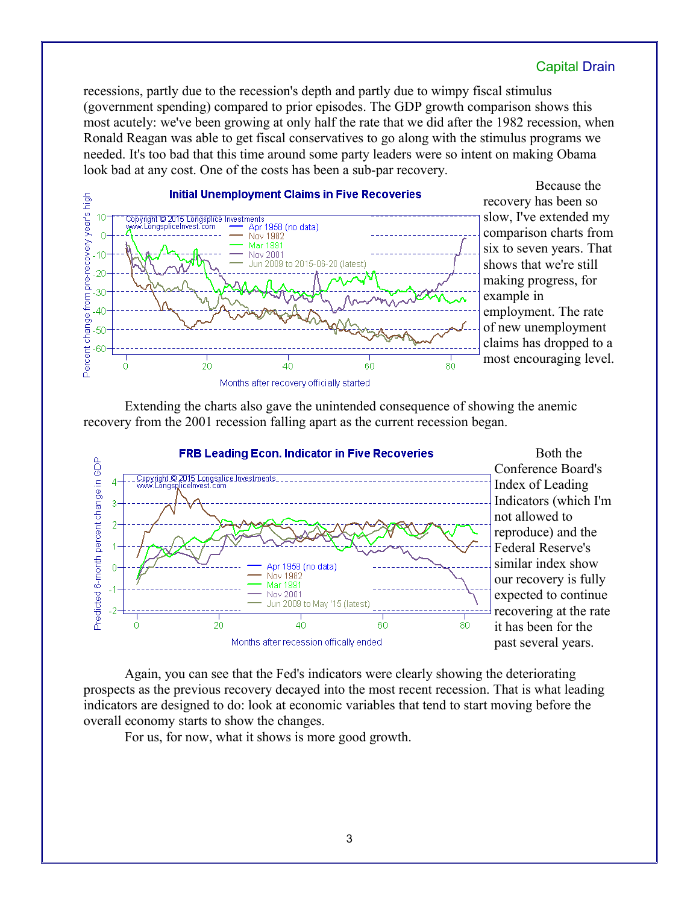recessions, partly due to the recession's depth and partly due to wimpy fiscal stimulus (government spending) compared to prior episodes. The GDP growth comparison shows this most acutely: we've been growing at only half the rate that we did after the 1982 recession, when Ronald Reagan was able to get fiscal conservatives to go along with the stimulus programs we needed. It's too bad that this time around some party leaders were so intent on making Obama look bad at any cost. One of the costs has been a sub-par recovery.

Because the recovery has been so slow, I've extended my comparison charts from six to seven years. That shows that we're still making progress, for example in employment. The rate of new unemployment claims has dropped to a most encouraging level.

Extending the charts also gave the unintended consequence of showing the anemic recovery from the 2001 recession falling apart as the current recession began.

Both the Conference Board's Index of Leading Indicators (which I'm not allowed to reproduce) and the Federal Reserve's similar index show our recovery is fully expected to continue recovering at the rate it has been for the past several years.

Again, you can see that the Fed's indicators were clearly showing the deteriorating prospects as the previous recovery decayed into the most recent recession. That is what leading indicators are designed to do: look at economic variables that tend to start moving before the overall economy starts to show the changes.

For us, for now, what it shows is more good growth.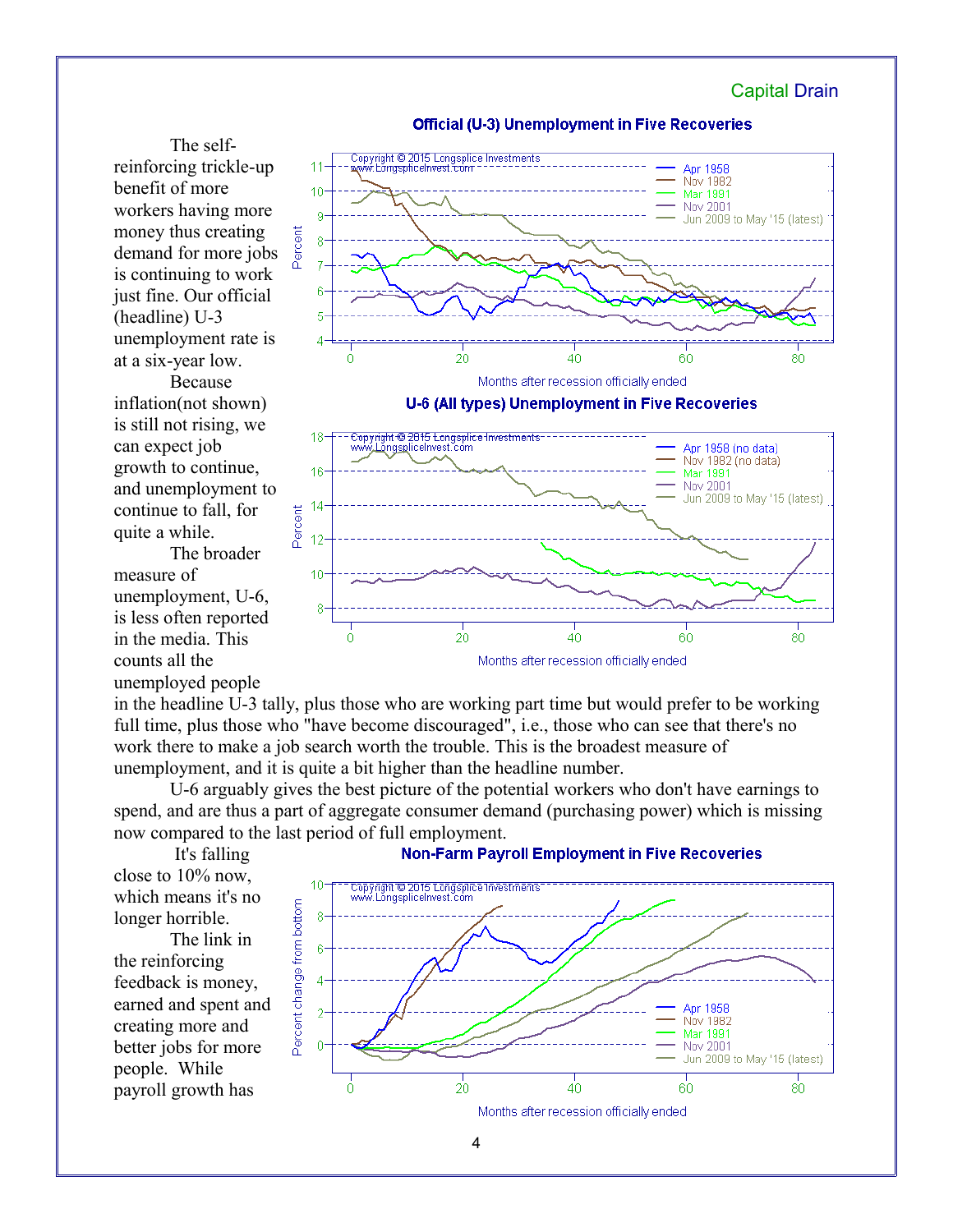The self-reinforcing trickle-up benefit of more workers having more money thus creating demand for more jobs is continuing to work just fine. Our official (headline) U-3 unemployment rate is at a six-year low.

Because inflation(not shown) is still not rising, we can expect job growth to continue, and unemployment to continue to fall, for quite a while.

The broader measure of unemployment, U-6, is less often reported in the media. This counts all the unemployed people in the headline U-3 tally, plus those who are working part time but would prefer to be working full time, plus those who "have become discouraged", i.e., those who can see that there's no work there to make a job search worth the trouble. This is the broadest measure of unemployment, and it is quite a bit higher than the headline number.

U-6 arguably gives the best picture of the potential workers who don't have earnings to spend, and are thus a part of aggregate consumer demand (purchasing power) which is missing now compared to the last period of full employment.

It's falling close to 10% now, which means it's no longer horrible.

The link in the reinforcing feedback is money, earned and spent and creating more and better jobs for more people. While payroll growth has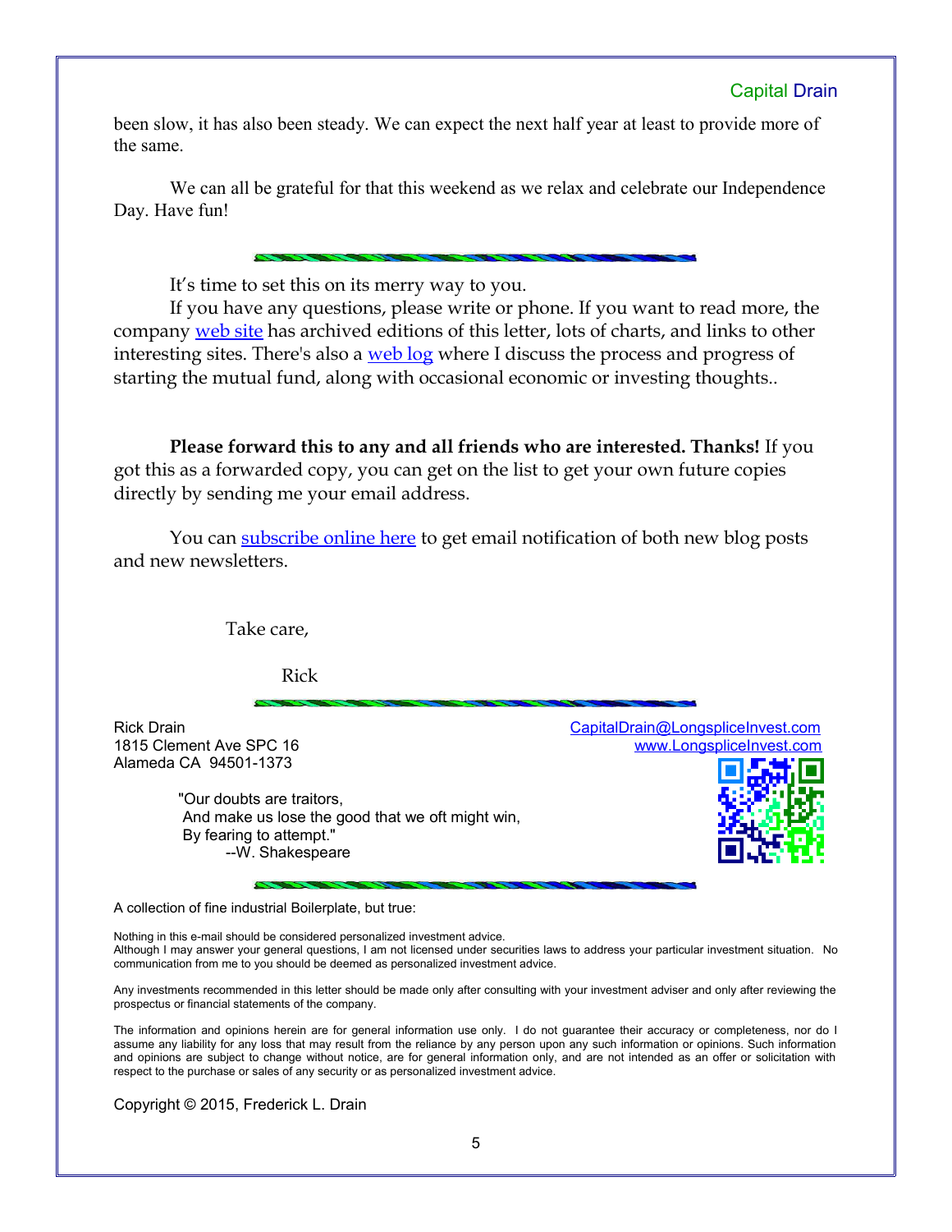been slow, it has also been steady. We can expect the next half year at least to provide more of the same.

We can all be grateful for that this weekend as we relax and celebrate our Independence Day. Have fun!

---

It's time to set this on its merry way to you.

If you have any questions, please write or phone. If you want to read more, the company web site has archived editions of this letter, lots of charts, and links to other interesting sites. There's also a web log where I discuss the process and progress of starting the mutual fund, along with occasional economic or investing thoughts..

**Please forward this to any and all friends who are interested. Thanks!** If you got this as a forwarded copy, you can get on the list to get your own future copies directly by sending me your email address.

You can subscribe online here to get email notification of both new blog posts and new newsletters.

Take care,

Rick

---

Rick Drain
1815 Clement Ave SPC 16
Alameda CA 94501-1373

CapitalDrain@LongspliceInvest.com
www.LongspliceInvest.com

"Our doubts are traitors,
And make us lose the good that we oft might win,
By fearing to attempt."
--W. Shakespeare

---

A collection of fine industrial Boilerplate, but true:

Nothing in this e-mail should be considered personalized investment advice.
Although I may answer your general questions, I am not licensed under securities laws to address your particular investment situation. No communication from me to you should be deemed as personalized investment advice.

Any investments recommended in this letter should be made only after consulting with your investment adviser and only after reviewing the prospectus or financial statements of the company.

The information and opinions herein are for general information use only. I do not guarantee their accuracy or completeness, nor do I assume any liability for any loss that may result from the reliance by any person upon any such information or opinions. Such information and opinions are subject to change without notice, are for general information only, and are not intended as an offer or solicitation with respect to the purchase or sales of any security or as personalized investment advice.

Copyright © 2015, Frederick L. Drain